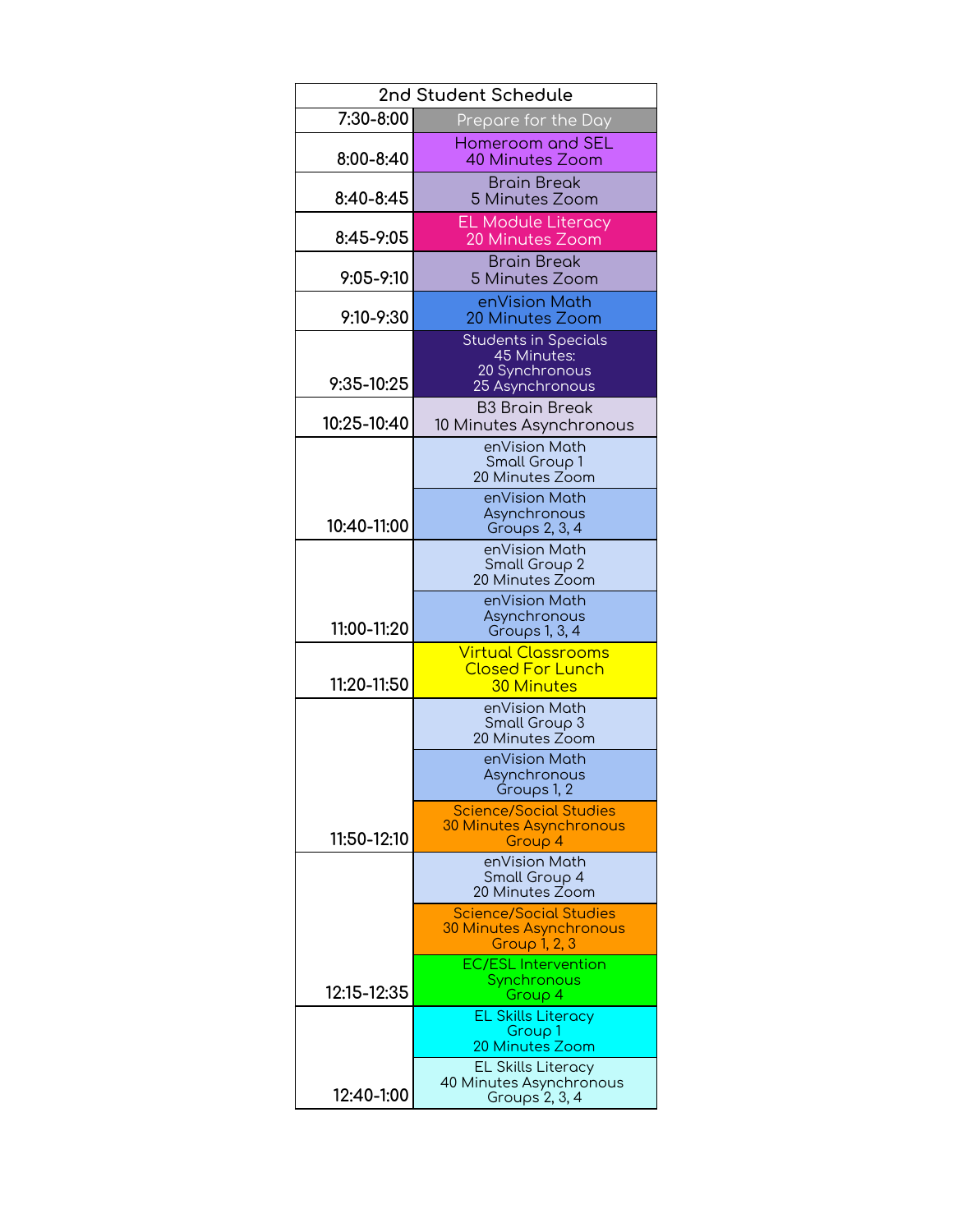| 2nd Student Schedule | |
|---|---|
| 7:30-8:00 | Prepare for the Day |
| 8:00-8:40 | Homeroom and SEL<br>40 Minutes Zoom |
| 8:40-8:45 | Brain Break<br>5 Minutes Zoom |
| 8:45-9:05 | EL Module Literacy<br>20 Minutes Zoom |
| 9:05-9:10 | Brain Break<br>5 Minutes Zoom |
| 9:10-9:30 | enVision Math<br>20 Minutes Zoom |
| 9:35-10:25 | Students in Specials<br>45 Minutes:<br>20 Synchronous<br>25 Asynchronous |
| 10:25-10:40 | B3 Brain Break<br>10 Minutes Asynchronous |
| 10:40-11:00 | enVision Math<br>Small Group 1<br>20 Minutes Zoom |
| | enVision Math<br>Asynchronous<br>Groups 2, 3, 4 |
| 11:00-11:20 | enVision Math<br>Small Group 2<br>20 Minutes Zoom |
| | enVision Math<br>Asynchronous<br>Groups 1, 3, 4 |
| 11:20-11:50 | Virtual Classrooms<br>Closed For Lunch<br>30 Minutes |
| 11:50-12:10 | enVision Math<br>Small Group 3<br>20 Minutes Zoom |
| | enVision Math<br>Asynchronous<br>Groups 1, 2 |
| | Science/Social Studies<br>30 Minutes Asynchronous<br>Group 4 |
| 12:15-12:35 | enVision Math<br>Small Group 4<br>20 Minutes Zoom |
| | Science/Social Studies<br>30 Minutes Asynchronous<br>Group 1, 2, 3 |
| | EC/ESL Intervention<br>Synchronous<br>Group 4 |
| 12:40-1:00 | EL Skills Literacy<br>Group 1<br>20 Minutes Zoom |
| | EL Skills Literacy<br>40 Minutes Asynchronous<br>Groups 2, 3, 4 |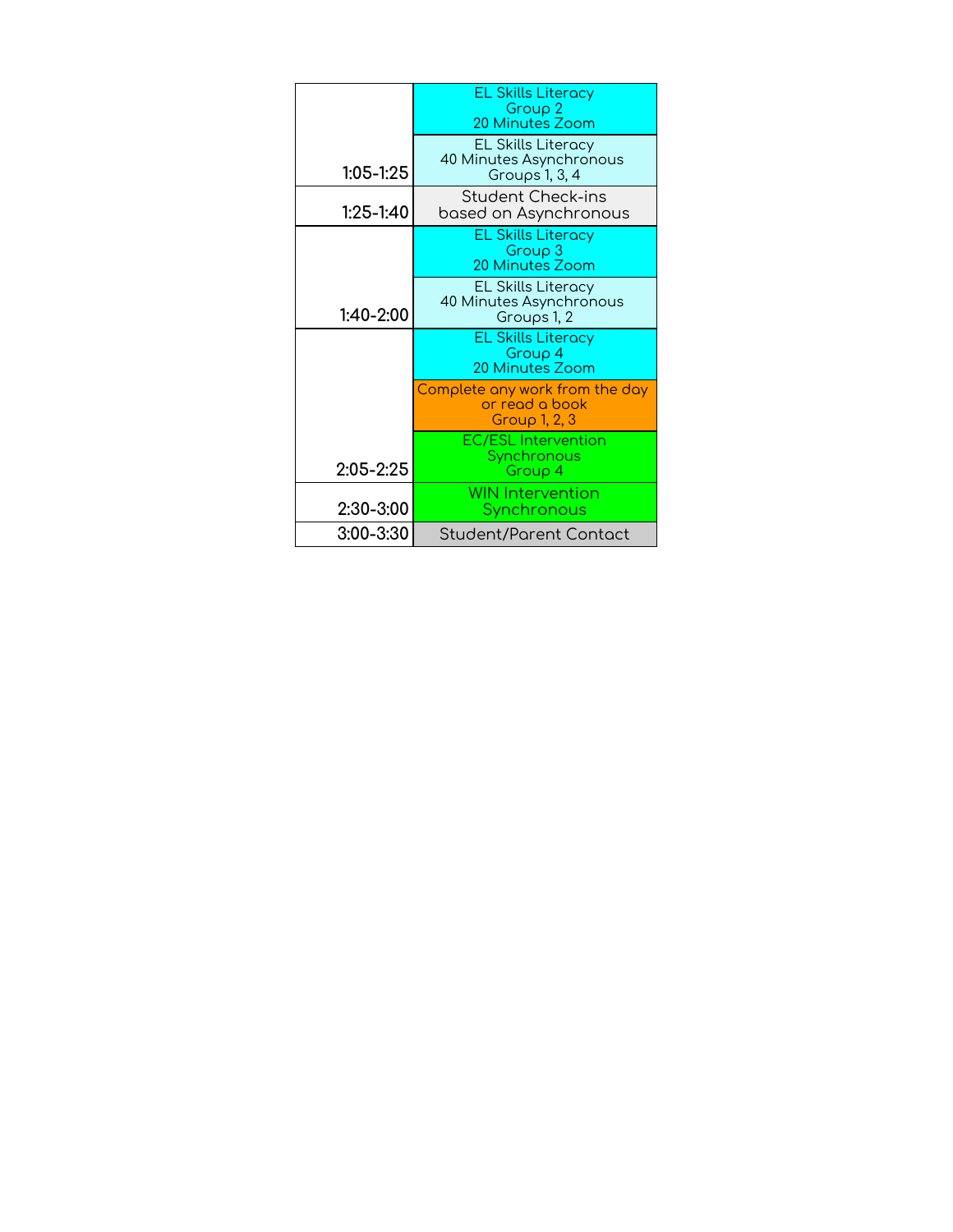| | |
|---|---|
| 1:05-1:25 | EL Skills Literacy Group 2 20 Minutes Zoom |
| | EL Skills Literacy 40 Minutes Asynchronous Groups 1, 3, 4 |
| 1:25-1:40 | Student Check-ins based on Asynchronous |
| 1:40-2:00 | EL Skills Literacy Group 3 20 Minutes Zoom |
| | EL Skills Literacy 40 Minutes Asynchronous Groups 1, 2 |
| 2:05-2:25 | EL Skills Literacy Group 4 20 Minutes Zoom |
| | Complete any work from the day or read a book Group 1, 2, 3 |
| | EC/ESL Intervention Synchronous Group 4 |
| 2:30-3:00 | WIN Intervention Synchronous |
| 3:00-3:30 | Student/Parent Contact |